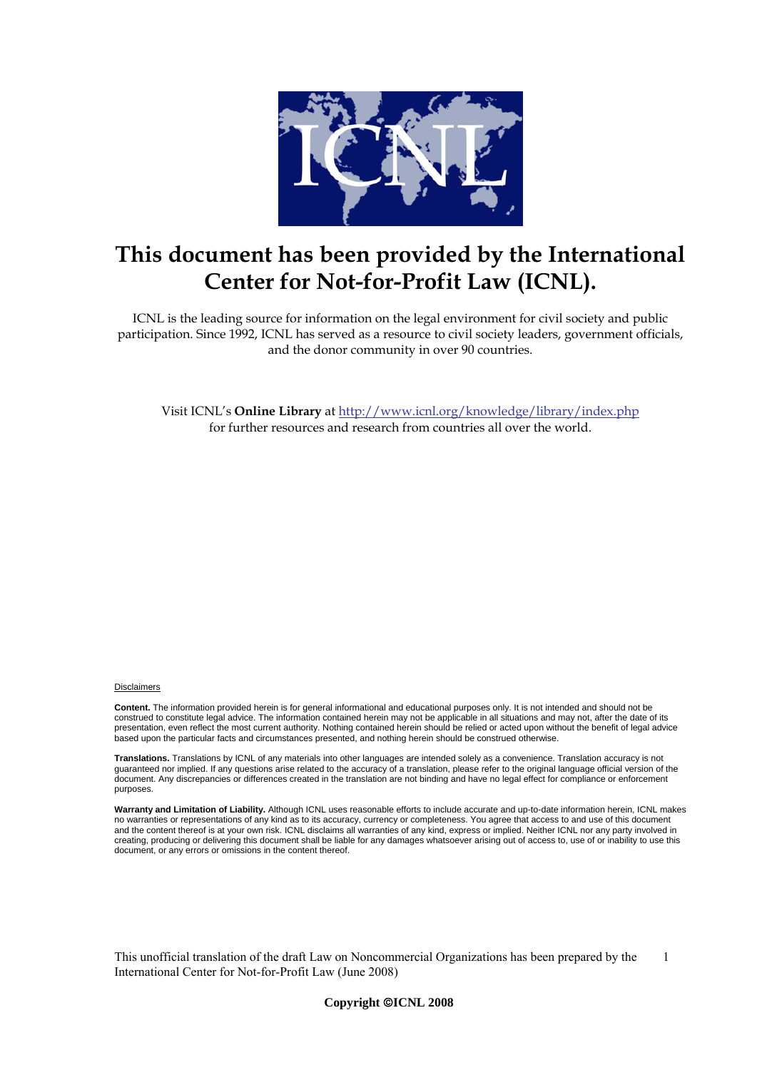# This document has been provided by the International Center for Not-for-Profit Law (ICNL).

ICNL is the leading source for information on the legal environment for civil society and public participation. Since 1992, ICNL has served as a resource to civil society leaders, government officials, and the donor community in over 90 countries.

Visit ICNL's **Online Library** at http://www.icnl.org/knowledge/library/index.php for further resources and research from countries all over the world.

Disclaimers

**Content.** The information provided herein is for general informational and educational purposes only. It is not intended and should not be construed to constitute legal advice. The information contained herein may not be applicable in all situations and may not, after the date of its presentation, even reflect the most current authority. Nothing contained herein should be relied or acted upon without the benefit of legal advice based upon the particular facts and circumstances presented, and nothing herein should be construed otherwise.

**Translations.** Translations by ICNL of any materials into other languages are intended solely as a convenience. Translation accuracy is not guaranteed nor implied. If any questions arise related to the accuracy of a translation, please refer to the original language official version of the document. Any discrepancies or differences created in the translation are not binding and have no legal effect for compliance or enforcement purposes.

**Warranty and Limitation of Liability.** Although ICNL uses reasonable efforts to include accurate and up-to-date information herein, ICNL makes no warranties or representations of any kind as to its accuracy, currency or completeness. You agree that access to and use of this document and the content thereof is at your own risk. ICNL disclaims all warranties of any kind, express or implied. Neither ICNL nor any party involved in creating, producing or delivering this document shall be liable for any damages whatsoever arising out of access to, use of or inability to use this document, or any errors or omissions in the content thereof.

This unofficial translation of the draft Law on Noncommercial Organizations has been prepared by the International Center for Not-for-Profit Law (June 2008)

**Copyright ©ICNL 2008**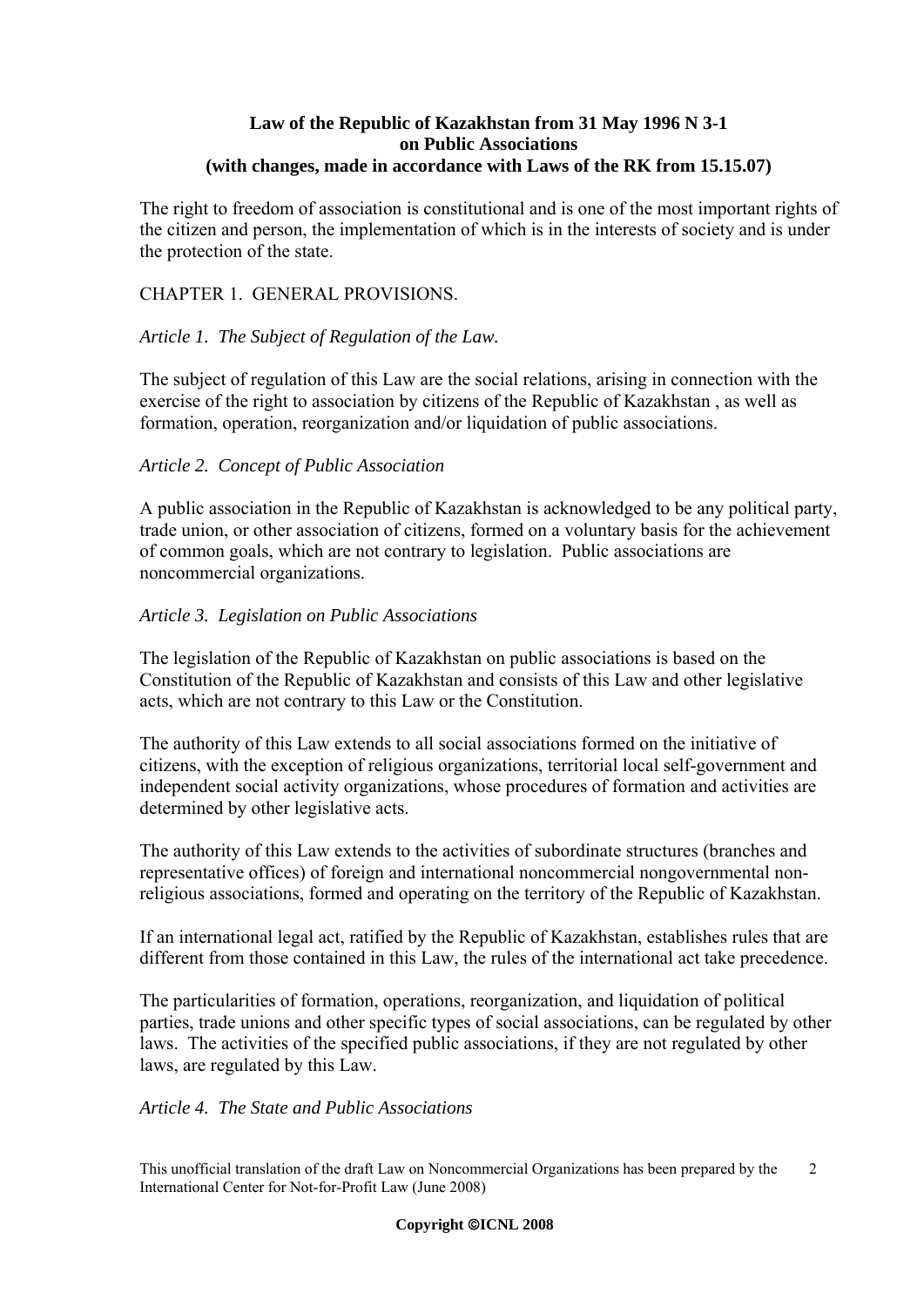**Law of the Republic of Kazakhstan from 31 May 1996 N 3-1**
**on Public Associations**
**(with changes, made in accordance with Laws of the RK from 15.15.07)**

The right to freedom of association is constitutional and is one of the most important rights of the citizen and person, the implementation of which is in the interests of society and is under the protection of the state.

## CHAPTER 1. GENERAL PROVISIONS.

*Article 1. The Subject of Regulation of the Law.*

The subject of regulation of this Law are the social relations, arising in connection with the exercise of the right to association by citizens of the Republic of Kazakhstan , as well as formation, operation, reorganization and/or liquidation of public associations.

*Article 2. Concept of Public Association*

A public association in the Republic of Kazakhstan is acknowledged to be any political party, trade union, or other association of citizens, formed on a voluntary basis for the achievement of common goals, which are not contrary to legislation. Public associations are noncommercial organizations.

*Article 3. Legislation on Public Associations*

The legislation of the Republic of Kazakhstan on public associations is based on the Constitution of the Republic of Kazakhstan and consists of this Law and other legislative acts, which are not contrary to this Law or the Constitution.

The authority of this Law extends to all social associations formed on the initiative of citizens, with the exception of religious organizations, territorial local self-government and independent social activity organizations, whose procedures of formation and activities are determined by other legislative acts.

The authority of this Law extends to the activities of subordinate structures (branches and representative offices) of foreign and international noncommercial nongovernmental non-religious associations, formed and operating on the territory of the Republic of Kazakhstan.

If an international legal act, ratified by the Republic of Kazakhstan, establishes rules that are different from those contained in this Law, the rules of the international act take precedence.

The particularities of formation, operations, reorganization, and liquidation of political parties, trade unions and other specific types of social associations, can be regulated by other laws. The activities of the specified public associations, if they are not regulated by other laws, are regulated by this Law.

*Article 4. The State and Public Associations*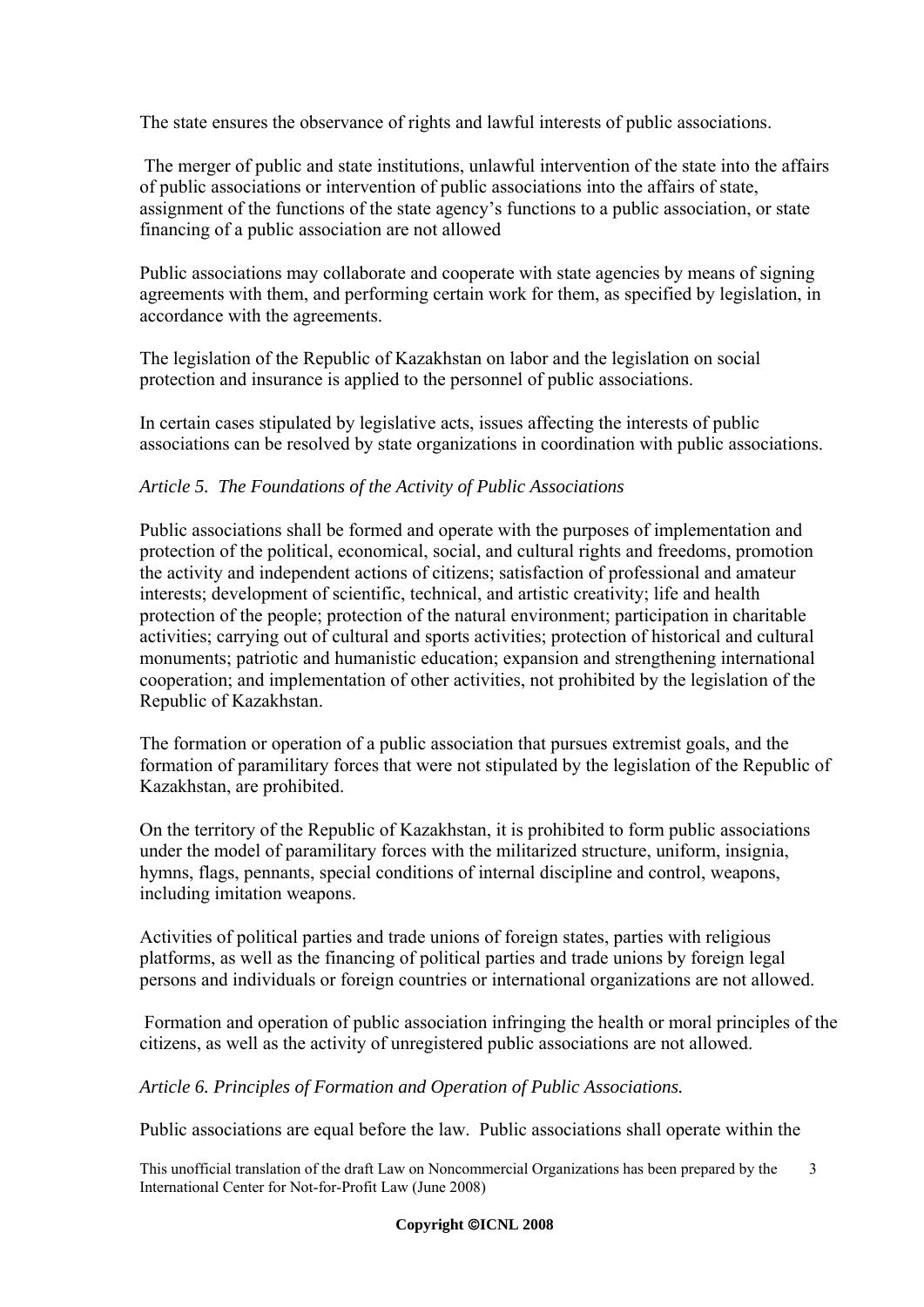The state ensures the observance of rights and lawful interests of public associations.

The merger of public and state institutions, unlawful intervention of the state into the affairs of public associations or intervention of public associations into the affairs of state, assignment of the functions of the state agency's functions to a public association, or state financing of a public association are not allowed

Public associations may collaborate and cooperate with state agencies by means of signing agreements with them, and performing certain work for them, as specified by legislation, in accordance with the agreements.

The legislation of the Republic of Kazakhstan on labor and the legislation on social protection and insurance is applied to the personnel of public associations.

In certain cases stipulated by legislative acts, issues affecting the interests of public associations can be resolved by state organizations in coordination with public associations.

*Article 5. The Foundations of the Activity of Public Associations*

Public associations shall be formed and operate with the purposes of implementation and protection of the political, economical, social, and cultural rights and freedoms, promotion the activity and independent actions of citizens; satisfaction of professional and amateur interests; development of scientific, technical, and artistic creativity; life and health protection of the people; protection of the natural environment; participation in charitable activities; carrying out of cultural and sports activities; protection of historical and cultural monuments; patriotic and humanistic education; expansion and strengthening international cooperation; and implementation of other activities, not prohibited by the legislation of the Republic of Kazakhstan.

The formation or operation of a public association that pursues extremist goals, and the formation of paramilitary forces that were not stipulated by the legislation of the Republic of Kazakhstan, are prohibited.

On the territory of the Republic of Kazakhstan, it is prohibited to form public associations under the model of paramilitary forces with the militarized structure, uniform, insignia, hymns, flags, pennants, special conditions of internal discipline and control, weapons, including imitation weapons.

Activities of political parties and trade unions of foreign states, parties with religious platforms, as well as the financing of political parties and trade unions by foreign legal persons and individuals or foreign countries or international organizations are not allowed.

Formation and operation of public association infringing the health or moral principles of the citizens, as well as the activity of unregistered public associations are not allowed.

*Article 6. Principles of Formation and Operation of Public Associations.*

Public associations are equal before the law. Public associations shall operate within the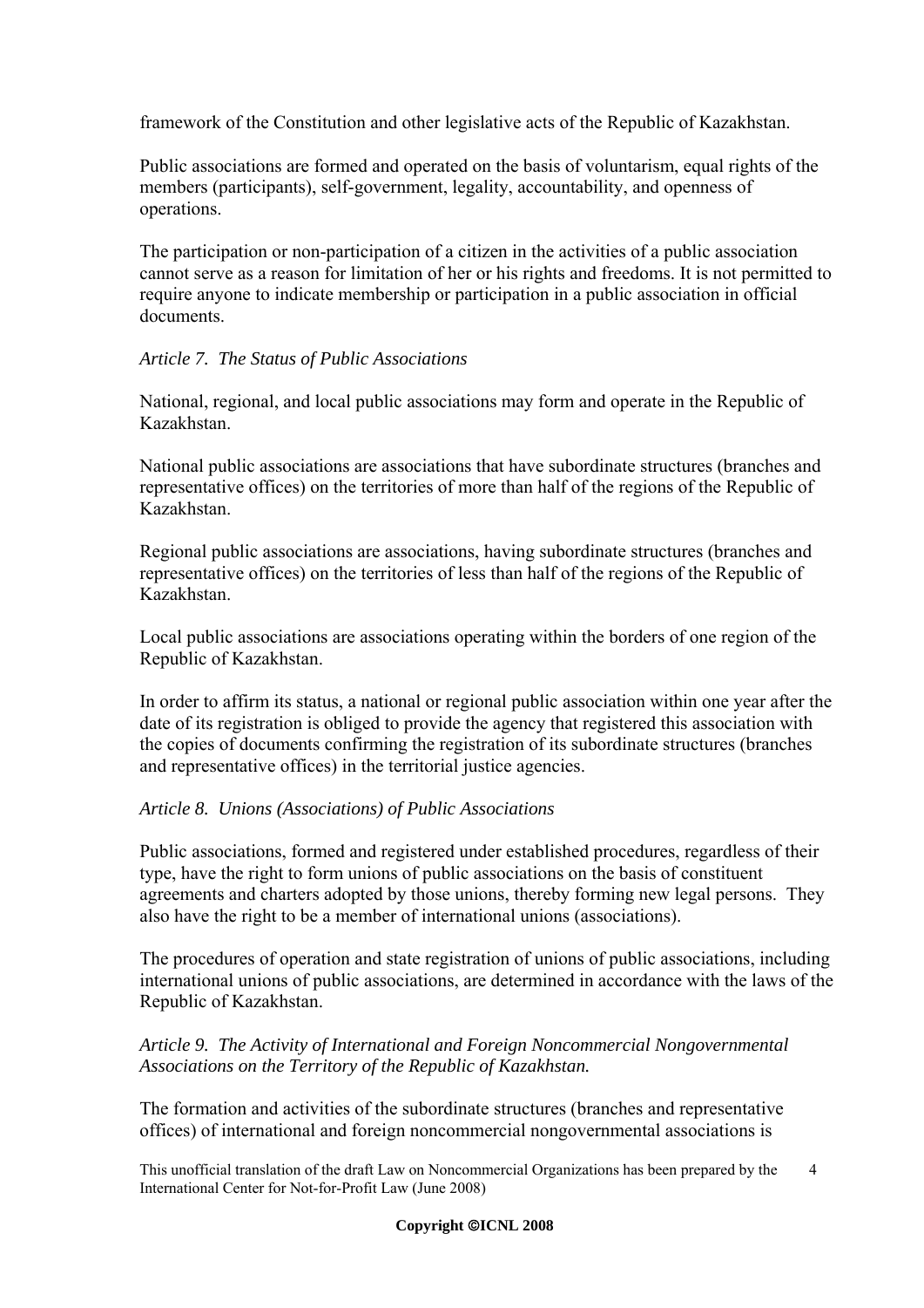framework of the Constitution and other legislative acts of the Republic of Kazakhstan.

Public associations are formed and operated on the basis of voluntarism, equal rights of the members (participants), self-government, legality, accountability, and openness of operations.

The participation or non-participation of a citizen in the activities of a public association cannot serve as a reason for limitation of her or his rights and freedoms. It is not permitted to require anyone to indicate membership or participation in a public association in official documents.

*Article 7. The Status of Public Associations*

National, regional, and local public associations may form and operate in the Republic of Kazakhstan.

National public associations are associations that have subordinate structures (branches and representative offices) on the territories of more than half of the regions of the Republic of Kazakhstan.

Regional public associations are associations, having subordinate structures (branches and representative offices) on the territories of less than half of the regions of the Republic of Kazakhstan.

Local public associations are associations operating within the borders of one region of the Republic of Kazakhstan.

In order to affirm its status, a national or regional public association within one year after the date of its registration is obliged to provide the agency that registered this association with the copies of documents confirming the registration of its subordinate structures (branches and representative offices) in the territorial justice agencies.

*Article 8. Unions (Associations) of Public Associations*

Public associations, formed and registered under established procedures, regardless of their type, have the right to form unions of public associations on the basis of constituent agreements and charters adopted by those unions, thereby forming new legal persons. They also have the right to be a member of international unions (associations).

The procedures of operation and state registration of unions of public associations, including international unions of public associations, are determined in accordance with the laws of the Republic of Kazakhstan.

*Article 9. The Activity of International and Foreign Noncommercial Nongovernmental Associations on the Territory of the Republic of Kazakhstan.*

The formation and activities of the subordinate structures (branches and representative offices) of international and foreign noncommercial nongovernmental associations is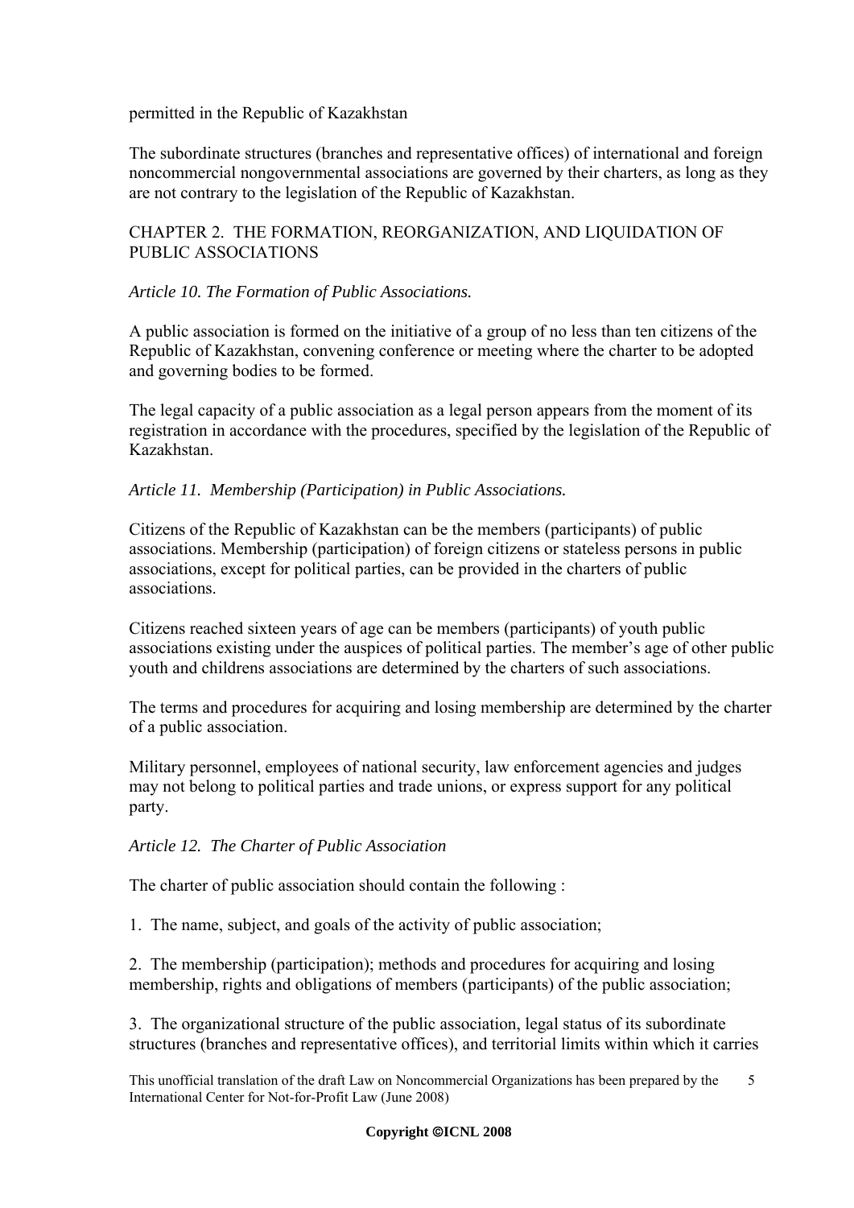permitted in the Republic of Kazakhstan

The subordinate structures (branches and representative offices) of international and foreign noncommercial nongovernmental associations are governed by their charters, as long as they are not contrary to the legislation of the Republic of Kazakhstan.

## CHAPTER 2. THE FORMATION, REORGANIZATION, AND LIQUIDATION OF PUBLIC ASSOCIATIONS

*Article 10. The Formation of Public Associations.*

A public association is formed on the initiative of a group of no less than ten citizens of the Republic of Kazakhstan, convening conference or meeting where the charter to be adopted and governing bodies to be formed.

The legal capacity of a public association as a legal person appears from the moment of its registration in accordance with the procedures, specified by the legislation of the Republic of Kazakhstan.

*Article 11. Membership (Participation) in Public Associations.*

Citizens of the Republic of Kazakhstan can be the members (participants) of public associations. Membership (participation) of foreign citizens or stateless persons in public associations, except for political parties, can be provided in the charters of public associations.

Citizens reached sixteen years of age can be members (participants) of youth public associations existing under the auspices of political parties. The member's age of other public youth and childrens associations are determined by the charters of such associations.

The terms and procedures for acquiring and losing membership are determined by the charter of a public association.

Military personnel, employees of national security, law enforcement agencies and judges may not belong to political parties and trade unions, or express support for any political party.

*Article 12. The Charter of Public Association*

The charter of public association should contain the following :

1. The name, subject, and goals of the activity of public association;

2. The membership (participation); methods and procedures for acquiring and losing membership, rights and obligations of members (participants) of the public association;

3. The organizational structure of the public association, legal status of its subordinate structures (branches and representative offices), and territorial limits within which it carries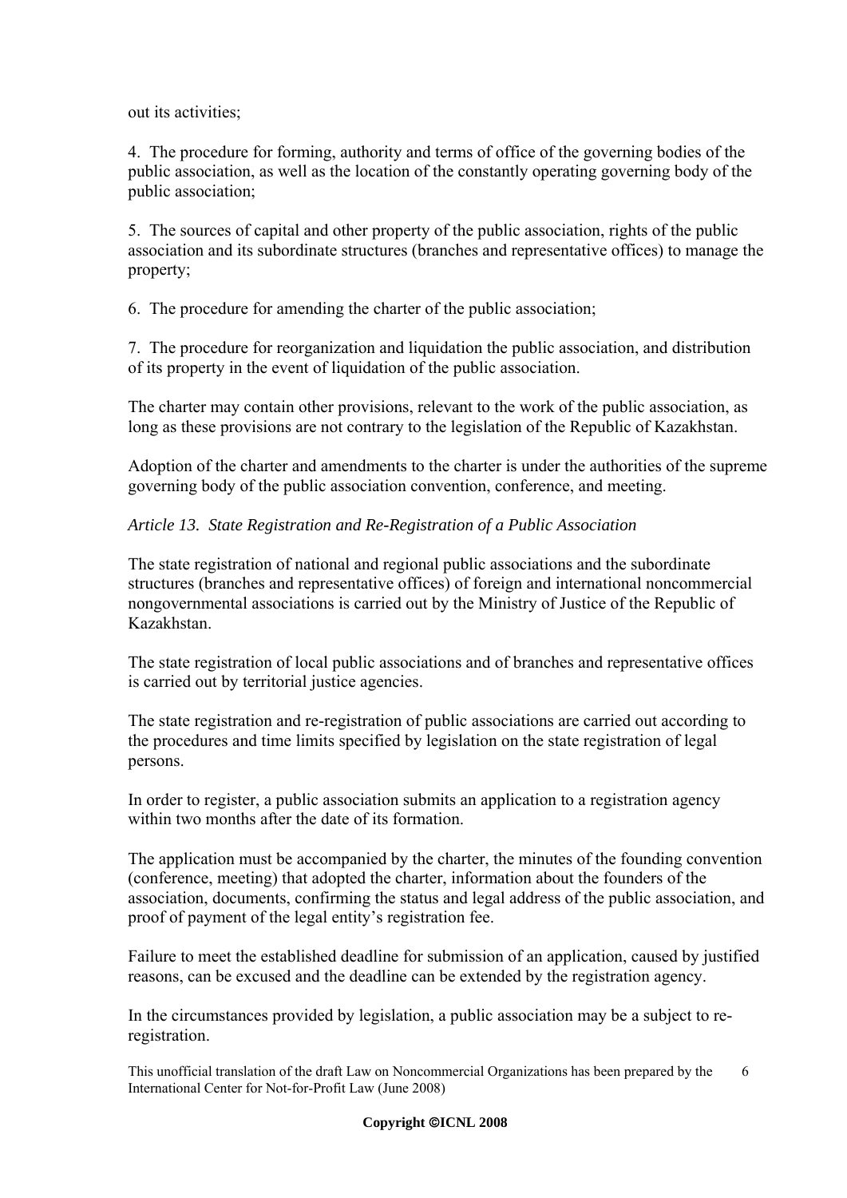out its activities;

4. The procedure for forming, authority and terms of office of the governing bodies of the public association, as well as the location of the constantly operating governing body of the public association;

5. The sources of capital and other property of the public association, rights of the public association and its subordinate structures (branches and representative offices) to manage the property;

6. The procedure for amending the charter of the public association;

7. The procedure for reorganization and liquidation the public association, and distribution of its property in the event of liquidation of the public association.

The charter may contain other provisions, relevant to the work of the public association, as long as these provisions are not contrary to the legislation of the Republic of Kazakhstan.

Adoption of the charter and amendments to the charter is under the authorities of the supreme governing body of the public association convention, conference, and meeting.

*Article 13. State Registration and Re-Registration of a Public Association*

The state registration of national and regional public associations and the subordinate structures (branches and representative offices) of foreign and international noncommercial nongovernmental associations is carried out by the Ministry of Justice of the Republic of Kazakhstan.

The state registration of local public associations and of branches and representative offices is carried out by territorial justice agencies.

The state registration and re-registration of public associations are carried out according to the procedures and time limits specified by legislation on the state registration of legal persons.

In order to register, a public association submits an application to a registration agency within two months after the date of its formation.

The application must be accompanied by the charter, the minutes of the founding convention (conference, meeting) that adopted the charter, information about the founders of the association, documents, confirming the status and legal address of the public association, and proof of payment of the legal entity's registration fee.

Failure to meet the established deadline for submission of an application, caused by justified reasons, can be excused and the deadline can be extended by the registration agency.

In the circumstances provided by legislation, a public association may be a subject to re-registration.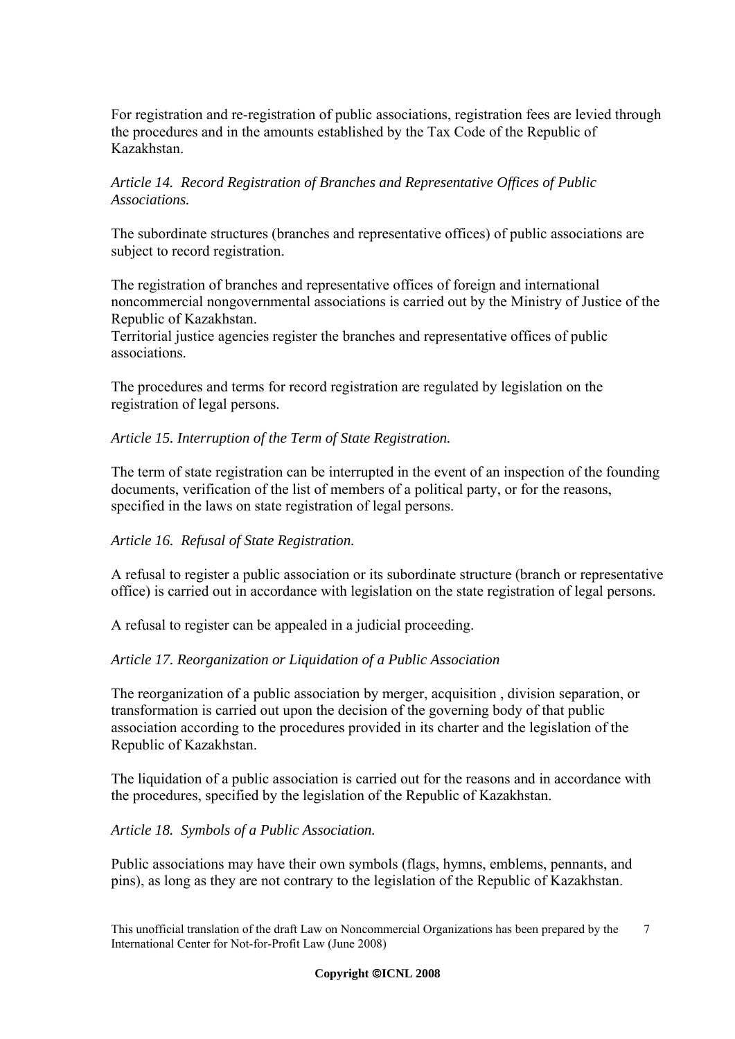For registration and re-registration of public associations, registration fees are levied through the procedures and in the amounts established by the Tax Code of the Republic of Kazakhstan.

*Article 14. Record Registration of Branches and Representative Offices of Public Associations.*

The subordinate structures (branches and representative offices) of public associations are subject to record registration.

The registration of branches and representative offices of foreign and international noncommercial nongovernmental associations is carried out by the Ministry of Justice of the Republic of Kazakhstan.
Territorial justice agencies register the branches and representative offices of public associations.

The procedures and terms for record registration are regulated by legislation on the registration of legal persons.

*Article 15. Interruption of the Term of State Registration.*

The term of state registration can be interrupted in the event of an inspection of the founding documents, verification of the list of members of a political party, or for the reasons, specified in the laws on state registration of legal persons.

*Article 16. Refusal of State Registration.*

A refusal to register a public association or its subordinate structure (branch or representative office) is carried out in accordance with legislation on the state registration of legal persons.

A refusal to register can be appealed in a judicial proceeding.

*Article 17. Reorganization or Liquidation of a Public Association*

The reorganization of a public association by merger, acquisition , division separation, or transformation is carried out upon the decision of the governing body of that public association according to the procedures provided in its charter and the legislation of the Republic of Kazakhstan.

The liquidation of a public association is carried out for the reasons and in accordance with the procedures, specified by the legislation of the Republic of Kazakhstan.

*Article 18. Symbols of a Public Association.*

Public associations may have their own symbols (flags, hymns, emblems, pennants, and pins), as long as they are not contrary to the legislation of the Republic of Kazakhstan.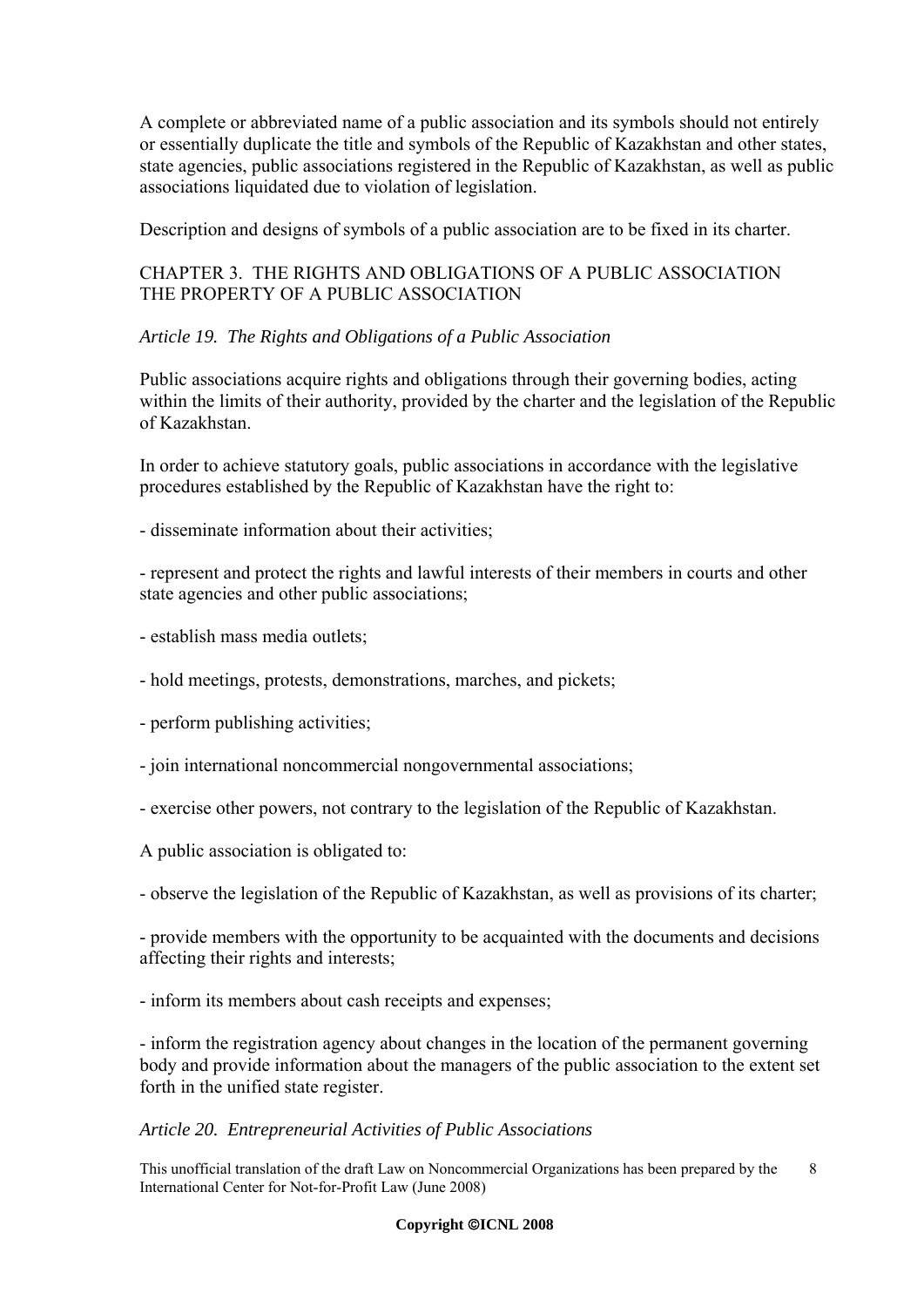A complete or abbreviated name of a public association and its symbols should not entirely or essentially duplicate the title and symbols of the Republic of Kazakhstan and other states, state agencies, public associations registered in the Republic of Kazakhstan, as well as public associations liquidated due to violation of legislation.

Description and designs of symbols of a public association are to be fixed in its charter.

## CHAPTER 3. THE RIGHTS AND OBLIGATIONS OF A PUBLIC ASSOCIATION THE PROPERTY OF A PUBLIC ASSOCIATION

### *Article 19. The Rights and Obligations of a Public Association*

Public associations acquire rights and obligations through their governing bodies, acting within the limits of their authority, provided by the charter and the legislation of the Republic of Kazakhstan.

In order to achieve statutory goals, public associations in accordance with the legislative procedures established by the Republic of Kazakhstan have the right to:

- disseminate information about their activities;

- represent and protect the rights and lawful interests of their members in courts and other state agencies and other public associations;

- establish mass media outlets;

- hold meetings, protests, demonstrations, marches, and pickets;

- perform publishing activities;

- join international noncommercial nongovernmental associations;

- exercise other powers, not contrary to the legislation of the Republic of Kazakhstan.

A public association is obligated to:

- observe the legislation of the Republic of Kazakhstan, as well as provisions of its charter;

- provide members with the opportunity to be acquainted with the documents and decisions affecting their rights and interests;

- inform its members about cash receipts and expenses;

- inform the registration agency about changes in the location of the permanent governing body and provide information about the managers of the public association to the extent set forth in the unified state register.

### *Article 20. Entrepreneurial Activities of Public Associations*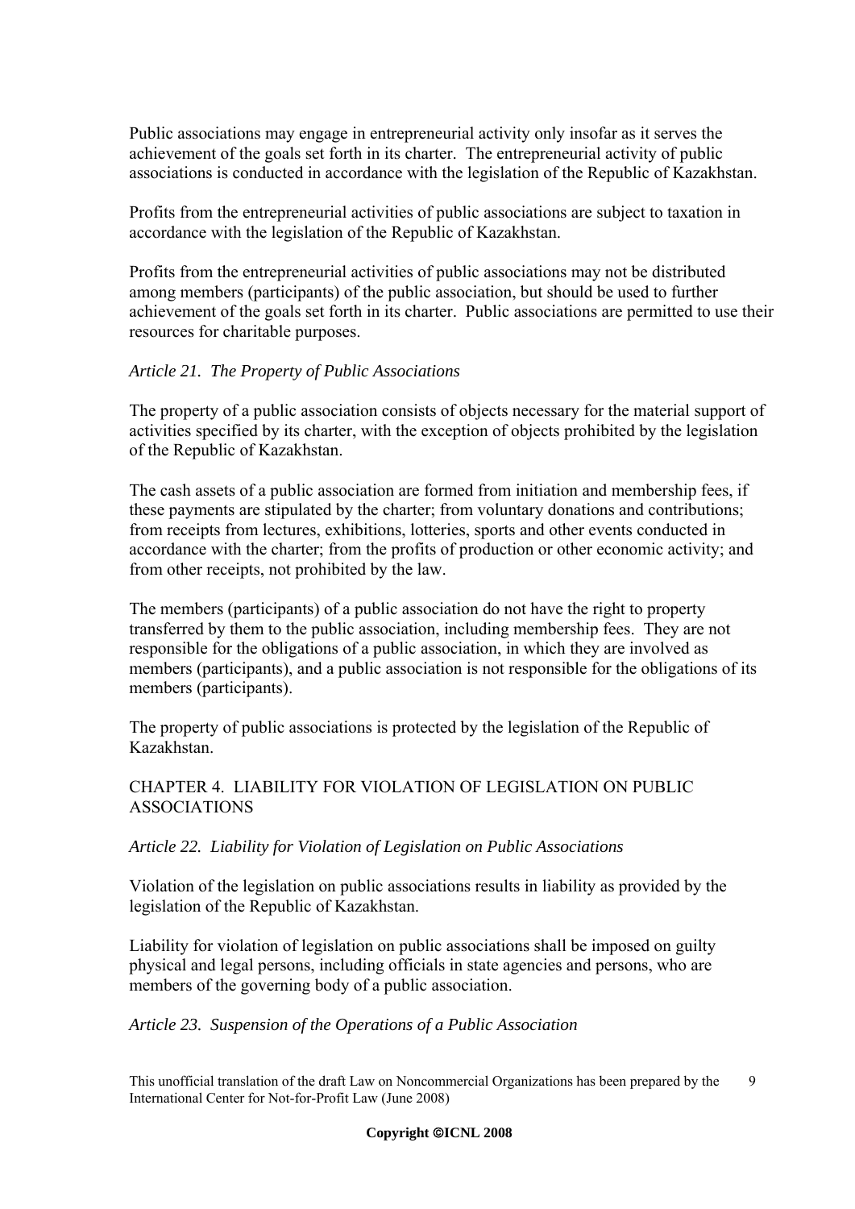Public associations may engage in entrepreneurial activity only insofar as it serves the achievement of the goals set forth in its charter. The entrepreneurial activity of public associations is conducted in accordance with the legislation of the Republic of Kazakhstan.

Profits from the entrepreneurial activities of public associations are subject to taxation in accordance with the legislation of the Republic of Kazakhstan.

Profits from the entrepreneurial activities of public associations may not be distributed among members (participants) of the public association, but should be used to further achievement of the goals set forth in its charter. Public associations are permitted to use their resources for charitable purposes.

*Article 21. The Property of Public Associations*

The property of a public association consists of objects necessary for the material support of activities specified by its charter, with the exception of objects prohibited by the legislation of the Republic of Kazakhstan.

The cash assets of a public association are formed from initiation and membership fees, if these payments are stipulated by the charter; from voluntary donations and contributions; from receipts from lectures, exhibitions, lotteries, sports and other events conducted in accordance with the charter; from the profits of production or other economic activity; and from other receipts, not prohibited by the law.

The members (participants) of a public association do not have the right to property transferred by them to the public association, including membership fees. They are not responsible for the obligations of a public association, in which they are involved as members (participants), and a public association is not responsible for the obligations of its members (participants).

The property of public associations is protected by the legislation of the Republic of Kazakhstan.

## CHAPTER 4. LIABILITY FOR VIOLATION OF LEGISLATION ON PUBLIC ASSOCIATIONS

*Article 22. Liability for Violation of Legislation on Public Associations*

Violation of the legislation on public associations results in liability as provided by the legislation of the Republic of Kazakhstan.

Liability for violation of legislation on public associations shall be imposed on guilty physical and legal persons, including officials in state agencies and persons, who are members of the governing body of a public association.

*Article 23. Suspension of the Operations of a Public Association*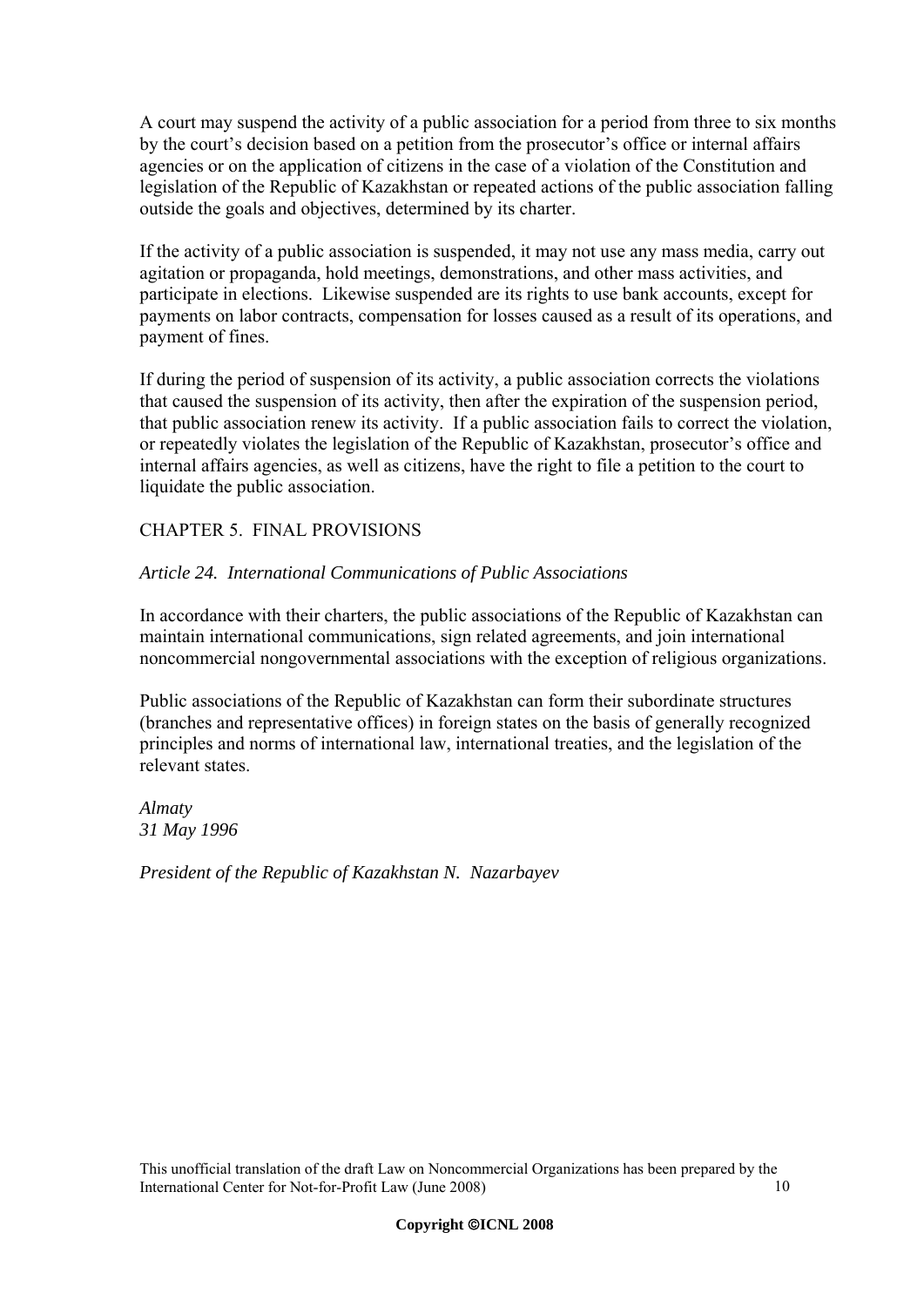A court may suspend the activity of a public association for a period from three to six months by the court's decision based on a petition from the prosecutor's office or internal affairs agencies or on the application of citizens in the case of a violation of the Constitution and legislation of the Republic of Kazakhstan or repeated actions of the public association falling outside the goals and objectives, determined by its charter.

If the activity of a public association is suspended, it may not use any mass media, carry out agitation or propaganda, hold meetings, demonstrations, and other mass activities, and participate in elections. Likewise suspended are its rights to use bank accounts, except for payments on labor contracts, compensation for losses caused as a result of its operations, and payment of fines.

If during the period of suspension of its activity, a public association corrects the violations that caused the suspension of its activity, then after the expiration of the suspension period, that public association renew its activity. If a public association fails to correct the violation, or repeatedly violates the legislation of the Republic of Kazakhstan, prosecutor's office and internal affairs agencies, as well as citizens, have the right to file a petition to the court to liquidate the public association.

## CHAPTER 5. FINAL PROVISIONS

*Article 24. International Communications of Public Associations*

In accordance with their charters, the public associations of the Republic of Kazakhstan can maintain international communications, sign related agreements, and join international noncommercial nongovernmental associations with the exception of religious organizations.

Public associations of the Republic of Kazakhstan can form their subordinate structures (branches and representative offices) in foreign states on the basis of generally recognized principles and norms of international law, international treaties, and the legislation of the relevant states.

*Almaty*
*31 May 1996*

*President of the Republic of Kazakhstan N. Nazarbayev*